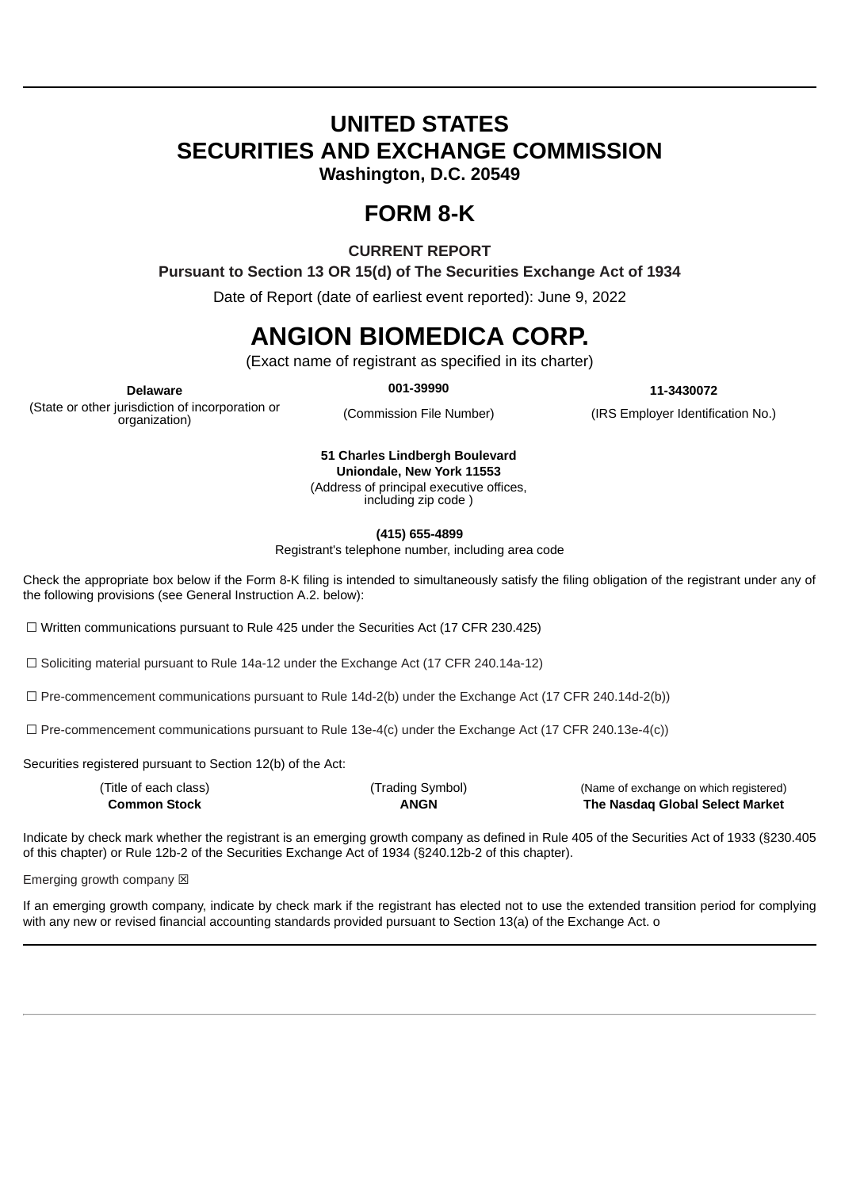# UNITED STATES
# SECURITIES AND EXCHANGE COMMISSION
**Washington, D.C. 20549**

# FORM 8-K

**CURRENT REPORT**

**Pursuant to Section 13 OR 15(d) of The Securities Exchange Act of 1934**

Date of Report (date of earliest event reported): June 9, 2022

# ANGION BIOMEDICA CORP.

(Exact name of registrant as specified in its charter)

| **Delaware** | **001-39990** | **11-3430072** |
|---|---|---|
| (State or other jurisdiction of incorporation or organization) | (Commission File Number) | (IRS Employer Identification No.) |

**51 Charles Lindbergh Boulevard**
**Uniondale, New York 11553**
(Address of principal executive offices, including zip code )

**(415) 655-4899**
Registrant's telephone number, including area code

Check the appropriate box below if the Form 8-K filing is intended to simultaneously satisfy the filing obligation of the registrant under any of the following provisions (see General Instruction A.2. below):

☐ Written communications pursuant to Rule 425 under the Securities Act (17 CFR 230.425)

☐ Soliciting material pursuant to Rule 14a-12 under the Exchange Act (17 CFR 240.14a-12)

☐ Pre-commencement communications pursuant to Rule 14d-2(b) under the Exchange Act (17 CFR 240.14d-2(b))

☐ Pre-commencement communications pursuant to Rule 13e-4(c) under the Exchange Act (17 CFR 240.13e-4(c))

Securities registered pursuant to Section 12(b) of the Act:

| (Title of each class) | (Trading Symbol) | (Name of exchange on which registered) |
|---|---|---|
| **Common Stock** | **ANGN** | **The Nasdaq Global Select Market** |

Indicate by check mark whether the registrant is an emerging growth company as defined in Rule 405 of the Securities Act of 1933 (§230.405 of this chapter) or Rule 12b-2 of the Securities Exchange Act of 1934 (§240.12b-2 of this chapter).

Emerging growth company ☒

If an emerging growth company, indicate by check mark if the registrant has elected not to use the extended transition period for complying with any new or revised financial accounting standards provided pursuant to Section 13(a) of the Exchange Act. o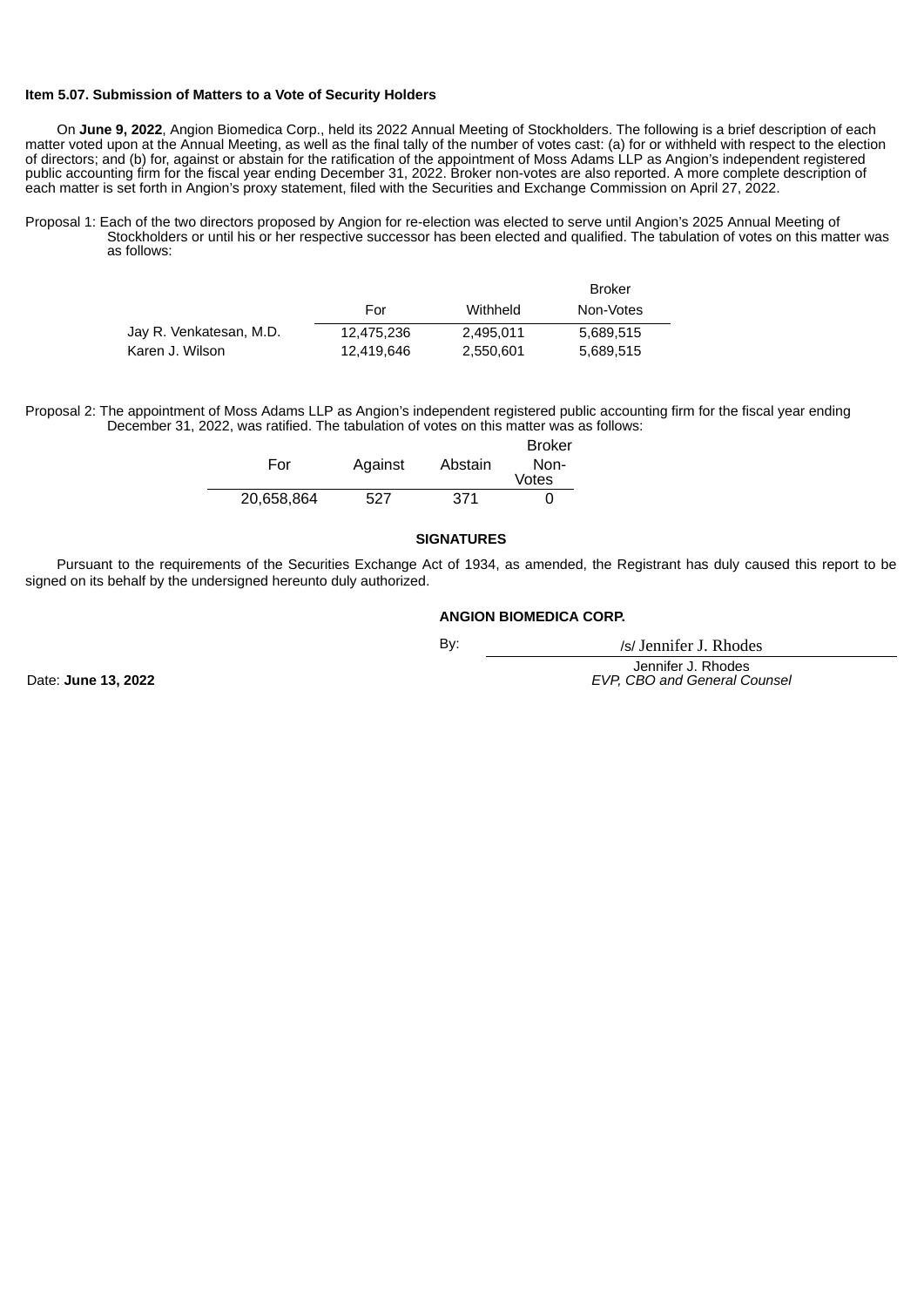**Item 5.07. Submission of Matters to a Vote of Security Holders**

On **June 9, 2022**, Angion Biomedica Corp., held its 2022 Annual Meeting of Stockholders. The following is a brief description of each matter voted upon at the Annual Meeting, as well as the final tally of the number of votes cast: (a) for or withheld with respect to the election of directors; and (b) for, against or abstain for the ratification of the appointment of Moss Adams LLP as Angion's independent registered public accounting firm for the fiscal year ending December 31, 2022. Broker non-votes are also reported. A more complete description of each matter is set forth in Angion's proxy statement, filed with the Securities and Exchange Commission on April 27, 2022.

Proposal 1: Each of the two directors proposed by Angion for re-election was elected to serve until Angion's 2025 Annual Meeting of Stockholders or until his or her respective successor has been elected and qualified. The tabulation of votes on this matter was as follows:

| | For | Withheld | Broker Non-Votes |
|---|---|---|---|
| Jay R. Venkatesan, M.D. | 12,475,236 | 2,495,011 | 5,689,515 |
| Karen J. Wilson | 12,419,646 | 2,550,601 | 5,689,515 |

Proposal 2: The appointment of Moss Adams LLP as Angion's independent registered public accounting firm for the fiscal year ending December 31, 2022, was ratified. The tabulation of votes on this matter was as follows:

| For | Against | Abstain | Broker Non-Votes |
|---|---|---|---|
| 20,658,864 | 527 | 371 | 0 |

**SIGNATURES**

Pursuant to the requirements of the Securities Exchange Act of 1934, as amended, the Registrant has duly caused this report to be signed on its behalf by the undersigned hereunto duly authorized.

**ANGION BIOMEDICA CORP.**

By: /s/ Jennifer J. Rhodes

Jennifer J. Rhodes
*EVP, CBO and General Counsel*

Date: **June 13, 2022**